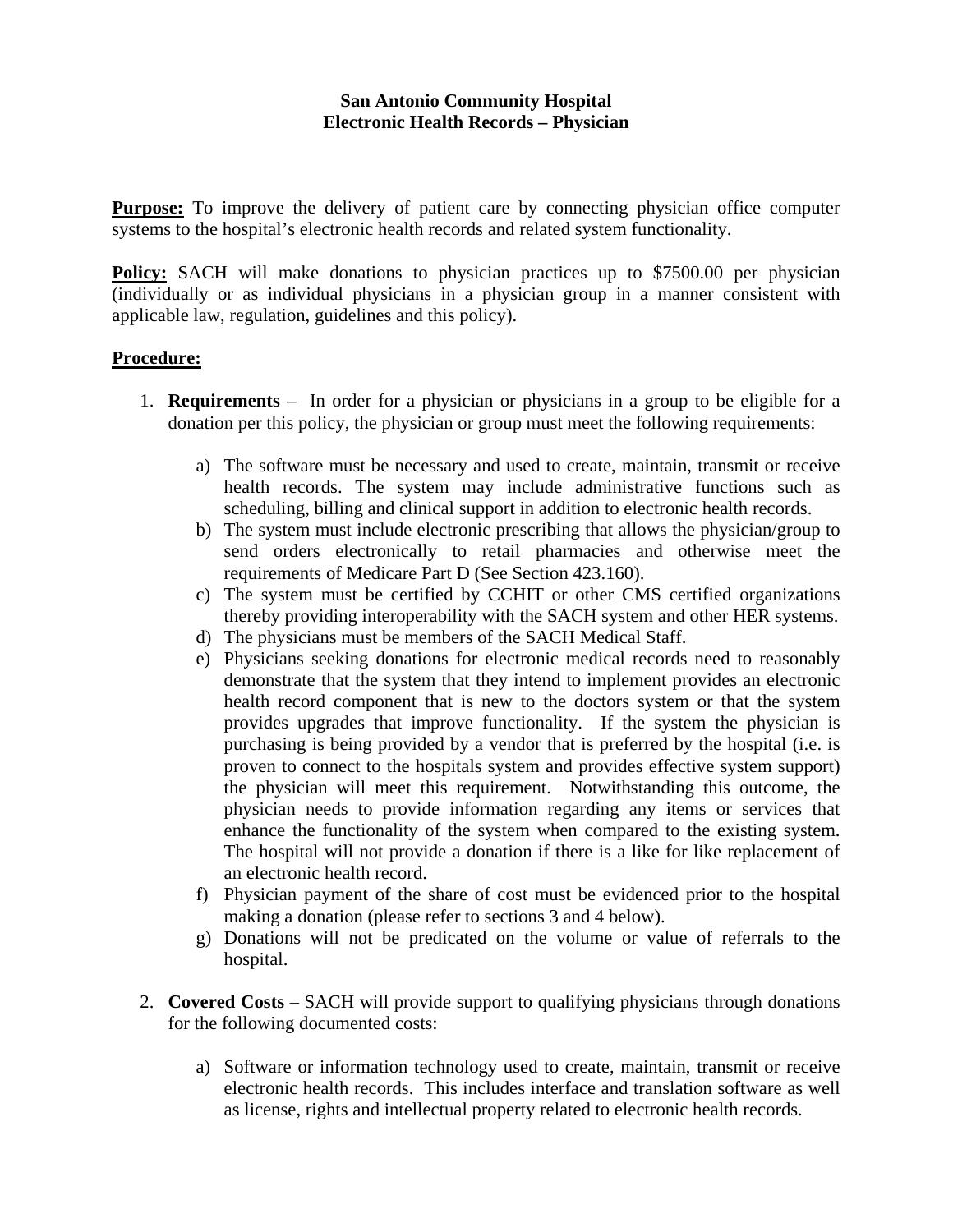# San Antonio Community Hospital
## Electronic Health Records – Physician

**Purpose:** To improve the delivery of patient care by connecting physician office computer systems to the hospital's electronic health records and related system functionality.

**Policy:** SACH will make donations to physician practices up to $7500.00 per physician (individually or as individual physicians in a physician group in a manner consistent with applicable law, regulation, guidelines and this policy).

**Procedure:**

1. **Requirements** – In order for a physician or physicians in a group to be eligible for a donation per this policy, the physician or group must meet the following requirements:

   a) The software must be necessary and used to create, maintain, transmit or receive health records. The system may include administrative functions such as scheduling, billing and clinical support in addition to electronic health records.
   b) The system must include electronic prescribing that allows the physician/group to send orders electronically to retail pharmacies and otherwise meet the requirements of Medicare Part D (See Section 423.160).
   c) The system must be certified by CCHIT or other CMS certified organizations thereby providing interoperability with the SACH system and other HER systems.
   d) The physicians must be members of the SACH Medical Staff.
   e) Physicians seeking donations for electronic medical records need to reasonably demonstrate that the system that they intend to implement provides an electronic health record component that is new to the doctors system or that the system provides upgrades that improve functionality. If the system the physician is purchasing is being provided by a vendor that is preferred by the hospital (i.e. is proven to connect to the hospitals system and provides effective system support) the physician will meet this requirement. Notwithstanding this outcome, the physician needs to provide information regarding any items or services that enhance the functionality of the system when compared to the existing system. The hospital will not provide a donation if there is a like for like replacement of an electronic health record.
   f) Physician payment of the share of cost must be evidenced prior to the hospital making a donation (please refer to sections 3 and 4 below).
   g) Donations will not be predicated on the volume or value of referrals to the hospital.

2. **Covered Costs** – SACH will provide support to qualifying physicians through donations for the following documented costs:

   a) Software or information technology used to create, maintain, transmit or receive electronic health records. This includes interface and translation software as well as license, rights and intellectual property related to electronic health records.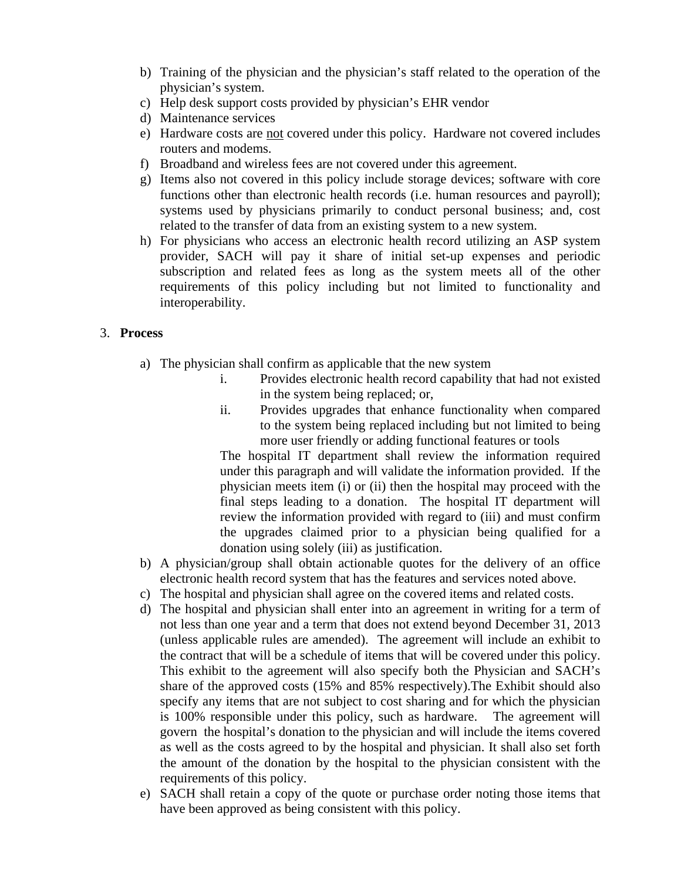b) Training of the physician and the physician's staff related to the operation of the physician's system.
c) Help desk support costs provided by physician's EHR vendor
d) Maintenance services
e) Hardware costs are not covered under this policy. Hardware not covered includes routers and modems.
f) Broadband and wireless fees are not covered under this agreement.
g) Items also not covered in this policy include storage devices; software with core functions other than electronic health records (i.e. human resources and payroll); systems used by physicians primarily to conduct personal business; and, cost related to the transfer of data from an existing system to a new system.
h) For physicians who access an electronic health record utilizing an ASP system provider, SACH will pay it share of initial set-up expenses and periodic subscription and related fees as long as the system meets all of the other requirements of this policy including but not limited to functionality and interoperability.

3. **Process**

a) The physician shall confirm as applicable that the new system
   i. Provides electronic health record capability that had not existed in the system being replaced; or,
   ii. Provides upgrades that enhance functionality when compared to the system being replaced including but not limited to being more user friendly or adding functional features or tools

   The hospital IT department shall review the information required under this paragraph and will validate the information provided. If the physician meets item (i) or (ii) then the hospital may proceed with the final steps leading to a donation. The hospital IT department will review the information provided with regard to (iii) and must confirm the upgrades claimed prior to a physician being qualified for a donation using solely (iii) as justification.
b) A physician/group shall obtain actionable quotes for the delivery of an office electronic health record system that has the features and services noted above.
c) The hospital and physician shall agree on the covered items and related costs.
d) The hospital and physician shall enter into an agreement in writing for a term of not less than one year and a term that does not extend beyond December 31, 2013 (unless applicable rules are amended). The agreement will include an exhibit to the contract that will be a schedule of items that will be covered under this policy. This exhibit to the agreement will also specify both the Physician and SACH's share of the approved costs (15% and 85% respectively).The Exhibit should also specify any items that are not subject to cost sharing and for which the physician is 100% responsible under this policy, such as hardware. The agreement will govern the hospital's donation to the physician and will include the items covered as well as the costs agreed to by the hospital and physician. It shall also set forth the amount of the donation by the hospital to the physician consistent with the requirements of this policy.
e) SACH shall retain a copy of the quote or purchase order noting those items that have been approved as being consistent with this policy.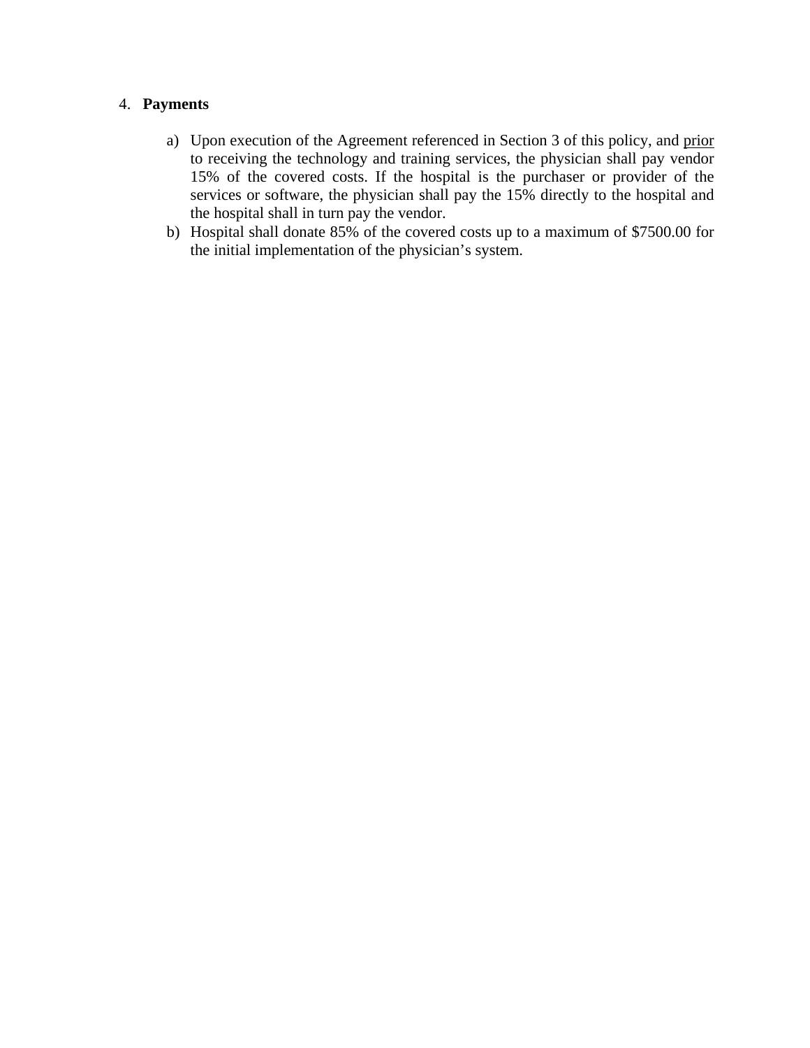4. **Payments**

    a) Upon execution of the Agreement referenced in Section 3 of this policy, and <u>prior</u> to receiving the technology and training services, the physician shall pay vendor 15% of the covered costs. If the hospital is the purchaser or provider of the services or software, the physician shall pay the 15% directly to the hospital and the hospital shall in turn pay the vendor.
    b) Hospital shall donate 85% of the covered costs up to a maximum of $7500.00 for the initial implementation of the physician's system.